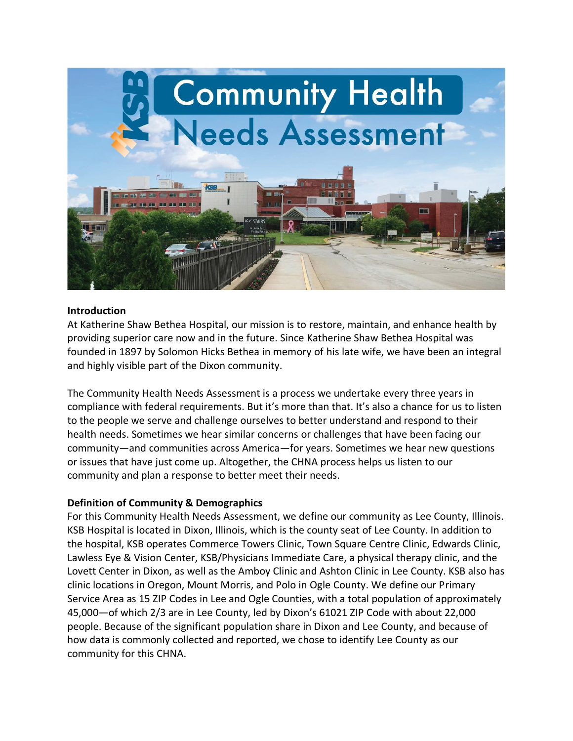# Community Health Needs Assessment

**Introduction**

At Katherine Shaw Bethea Hospital, our mission is to restore, maintain, and enhance health by providing superior care now and in the future. Since Katherine Shaw Bethea Hospital was founded in 1897 by Solomon Hicks Bethea in memory of his late wife, we have been an integral and highly visible part of the Dixon community.

The Community Health Needs Assessment is a process we undertake every three years in compliance with federal requirements. But it's more than that. It's also a chance for us to listen to the people we serve and challenge ourselves to better understand and respond to their health needs. Sometimes we hear similar concerns or challenges that have been facing our community—and communities across America—for years. Sometimes we hear new questions or issues that have just come up. Altogether, the CHNA process helps us listen to our community and plan a response to better meet their needs.

**Definition of Community & Demographics**

For this Community Health Needs Assessment, we define our community as Lee County, Illinois. KSB Hospital is located in Dixon, Illinois, which is the county seat of Lee County. In addition to the hospital, KSB operates Commerce Towers Clinic, Town Square Centre Clinic, Edwards Clinic, Lawless Eye & Vision Center, KSB/Physicians Immediate Care, a physical therapy clinic, and the Lovett Center in Dixon, as well as the Amboy Clinic and Ashton Clinic in Lee County. KSB also has clinic locations in Oregon, Mount Morris, and Polo in Ogle County. We define our Primary Service Area as 15 ZIP Codes in Lee and Ogle Counties, with a total population of approximately 45,000—of which 2/3 are in Lee County, led by Dixon's 61021 ZIP Code with about 22,000 people. Because of the significant population share in Dixon and Lee County, and because of how data is commonly collected and reported, we chose to identify Lee County as our community for this CHNA.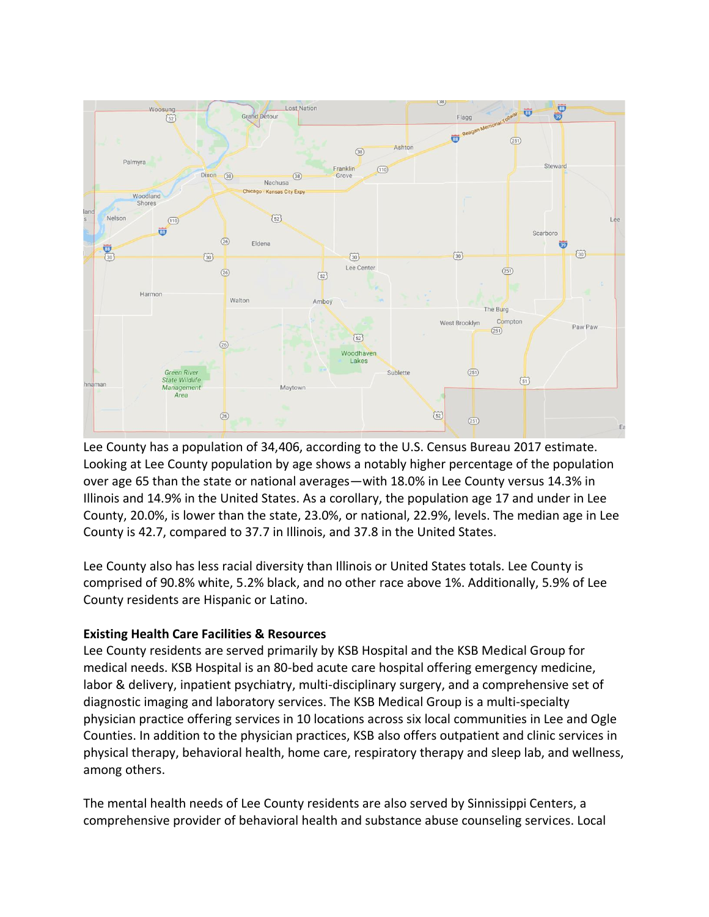Lee County has a population of 34,406, according to the U.S. Census Bureau 2017 estimate. Looking at Lee County population by age shows a notably higher percentage of the population over age 65 than the state or national averages—with 18.0% in Lee County versus 14.3% in Illinois and 14.9% in the United States. As a corollary, the population age 17 and under in Lee County, 20.0%, is lower than the state, 23.0%, or national, 22.9%, levels. The median age in Lee County is 42.7, compared to 37.7 in Illinois, and 37.8 in the United States.

Lee County also has less racial diversity than Illinois or United States totals. Lee County is comprised of 90.8% white, 5.2% black, and no other race above 1%. Additionally, 5.9% of Lee County residents are Hispanic or Latino.

**Existing Health Care Facilities & Resources**

Lee County residents are served primarily by KSB Hospital and the KSB Medical Group for medical needs. KSB Hospital is an 80-bed acute care hospital offering emergency medicine, labor & delivery, inpatient psychiatry, multi-disciplinary surgery, and a comprehensive set of diagnostic imaging and laboratory services. The KSB Medical Group is a multi-specialty physician practice offering services in 10 locations across six local communities in Lee and Ogle Counties. In addition to the physician practices, KSB also offers outpatient and clinic services in physical therapy, behavioral health, home care, respiratory therapy and sleep lab, and wellness, among others.

The mental health needs of Lee County residents are also served by Sinnissippi Centers, a comprehensive provider of behavioral health and substance abuse counseling services. Local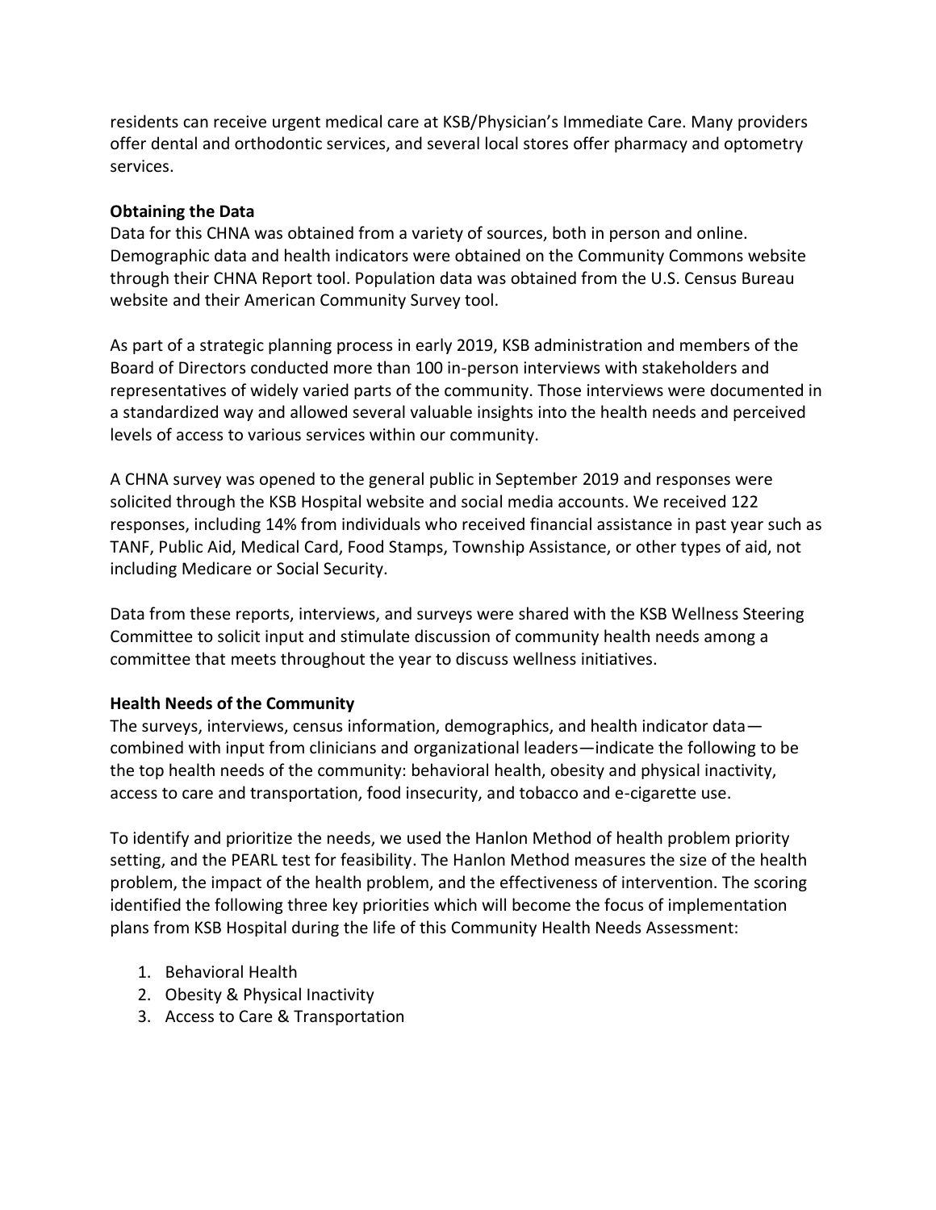residents can receive urgent medical care at KSB/Physician's Immediate Care. Many providers offer dental and orthodontic services, and several local stores offer pharmacy and optometry services.

**Obtaining the Data**

Data for this CHNA was obtained from a variety of sources, both in person and online. Demographic data and health indicators were obtained on the Community Commons website through their CHNA Report tool. Population data was obtained from the U.S. Census Bureau website and their American Community Survey tool.

As part of a strategic planning process in early 2019, KSB administration and members of the Board of Directors conducted more than 100 in-person interviews with stakeholders and representatives of widely varied parts of the community. Those interviews were documented in a standardized way and allowed several valuable insights into the health needs and perceived levels of access to various services within our community.

A CHNA survey was opened to the general public in September 2019 and responses were solicited through the KSB Hospital website and social media accounts. We received 122 responses, including 14% from individuals who received financial assistance in past year such as TANF, Public Aid, Medical Card, Food Stamps, Township Assistance, or other types of aid, not including Medicare or Social Security.

Data from these reports, interviews, and surveys were shared with the KSB Wellness Steering Committee to solicit input and stimulate discussion of community health needs among a committee that meets throughout the year to discuss wellness initiatives.

**Health Needs of the Community**

The surveys, interviews, census information, demographics, and health indicator data—combined with input from clinicians and organizational leaders—indicate the following to be the top health needs of the community: behavioral health, obesity and physical inactivity, access to care and transportation, food insecurity, and tobacco and e-cigarette use.

To identify and prioritize the needs, we used the Hanlon Method of health problem priority setting, and the PEARL test for feasibility. The Hanlon Method measures the size of the health problem, the impact of the health problem, and the effectiveness of intervention. The scoring identified the following three key priorities which will become the focus of implementation plans from KSB Hospital during the life of this Community Health Needs Assessment:

1. Behavioral Health
2. Obesity & Physical Inactivity
3. Access to Care & Transportation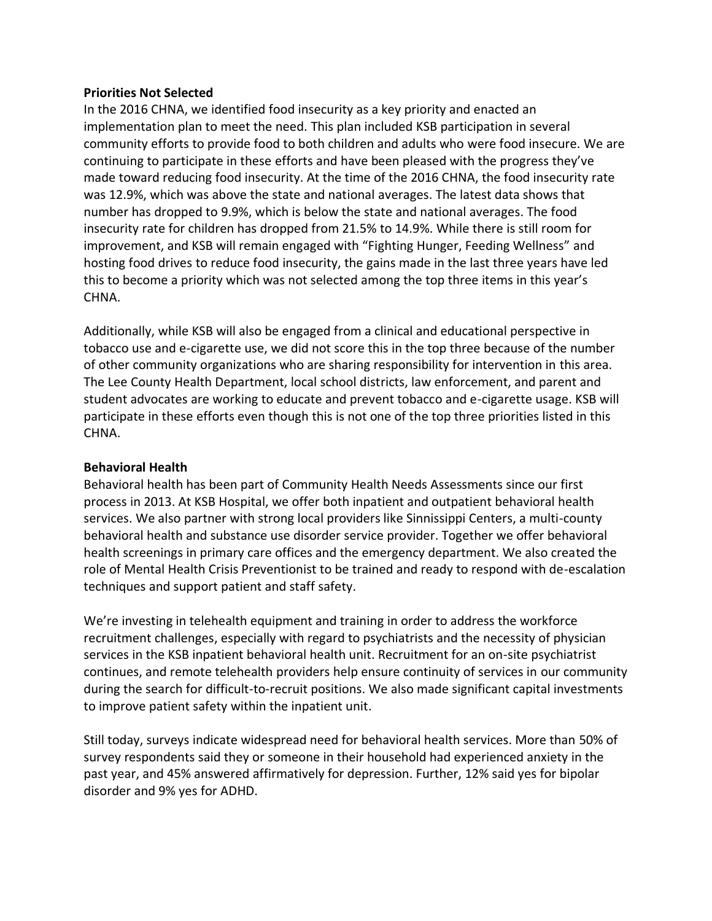**Priorities Not Selected**

In the 2016 CHNA, we identified food insecurity as a key priority and enacted an implementation plan to meet the need. This plan included KSB participation in several community efforts to provide food to both children and adults who were food insecure. We are continuing to participate in these efforts and have been pleased with the progress they've made toward reducing food insecurity. At the time of the 2016 CHNA, the food insecurity rate was 12.9%, which was above the state and national averages. The latest data shows that number has dropped to 9.9%, which is below the state and national averages. The food insecurity rate for children has dropped from 21.5% to 14.9%. While there is still room for improvement, and KSB will remain engaged with "Fighting Hunger, Feeding Wellness" and hosting food drives to reduce food insecurity, the gains made in the last three years have led this to become a priority which was not selected among the top three items in this year's CHNA.

Additionally, while KSB will also be engaged from a clinical and educational perspective in tobacco use and e-cigarette use, we did not score this in the top three because of the number of other community organizations who are sharing responsibility for intervention in this area. The Lee County Health Department, local school districts, law enforcement, and parent and student advocates are working to educate and prevent tobacco and e-cigarette usage. KSB will participate in these efforts even though this is not one of the top three priorities listed in this CHNA.

**Behavioral Health**

Behavioral health has been part of Community Health Needs Assessments since our first process in 2013. At KSB Hospital, we offer both inpatient and outpatient behavioral health services. We also partner with strong local providers like Sinnissippi Centers, a multi-county behavioral health and substance use disorder service provider. Together we offer behavioral health screenings in primary care offices and the emergency department. We also created the role of Mental Health Crisis Preventionist to be trained and ready to respond with de-escalation techniques and support patient and staff safety.

We're investing in telehealth equipment and training in order to address the workforce recruitment challenges, especially with regard to psychiatrists and the necessity of physician services in the KSB inpatient behavioral health unit. Recruitment for an on-site psychiatrist continues, and remote telehealth providers help ensure continuity of services in our community during the search for difficult-to-recruit positions. We also made significant capital investments to improve patient safety within the inpatient unit.

Still today, surveys indicate widespread need for behavioral health services. More than 50% of survey respondents said they or someone in their household had experienced anxiety in the past year, and 45% answered affirmatively for depression. Further, 12% said yes for bipolar disorder and 9% yes for ADHD.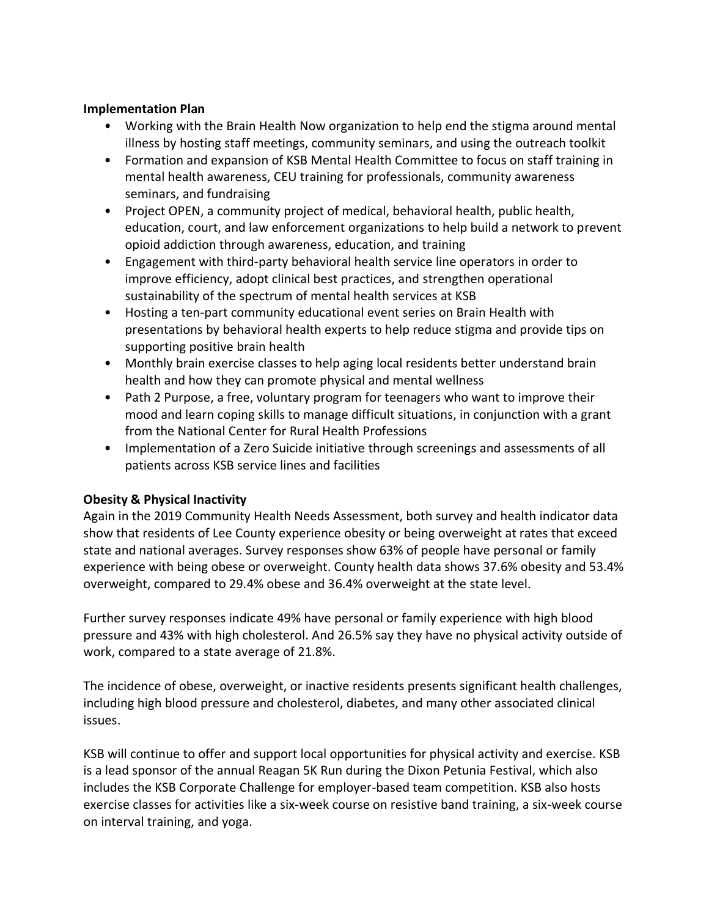**Implementation Plan**

- Working with the Brain Health Now organization to help end the stigma around mental illness by hosting staff meetings, community seminars, and using the outreach toolkit
- Formation and expansion of KSB Mental Health Committee to focus on staff training in mental health awareness, CEU training for professionals, community awareness seminars, and fundraising
- Project OPEN, a community project of medical, behavioral health, public health, education, court, and law enforcement organizations to help build a network to prevent opioid addiction through awareness, education, and training
- Engagement with third-party behavioral health service line operators in order to improve efficiency, adopt clinical best practices, and strengthen operational sustainability of the spectrum of mental health services at KSB
- Hosting a ten-part community educational event series on Brain Health with presentations by behavioral health experts to help reduce stigma and provide tips on supporting positive brain health
- Monthly brain exercise classes to help aging local residents better understand brain health and how they can promote physical and mental wellness
- Path 2 Purpose, a free, voluntary program for teenagers who want to improve their mood and learn coping skills to manage difficult situations, in conjunction with a grant from the National Center for Rural Health Professions
- Implementation of a Zero Suicide initiative through screenings and assessments of all patients across KSB service lines and facilities

**Obesity & Physical Inactivity**

Again in the 2019 Community Health Needs Assessment, both survey and health indicator data show that residents of Lee County experience obesity or being overweight at rates that exceed state and national averages. Survey responses show 63% of people have personal or family experience with being obese or overweight. County health data shows 37.6% obesity and 53.4% overweight, compared to 29.4% obese and 36.4% overweight at the state level.

Further survey responses indicate 49% have personal or family experience with high blood pressure and 43% with high cholesterol. And 26.5% say they have no physical activity outside of work, compared to a state average of 21.8%.

The incidence of obese, overweight, or inactive residents presents significant health challenges, including high blood pressure and cholesterol, diabetes, and many other associated clinical issues.

KSB will continue to offer and support local opportunities for physical activity and exercise. KSB is a lead sponsor of the annual Reagan 5K Run during the Dixon Petunia Festival, which also includes the KSB Corporate Challenge for employer-based team competition. KSB also hosts exercise classes for activities like a six-week course on resistive band training, a six-week course on interval training, and yoga.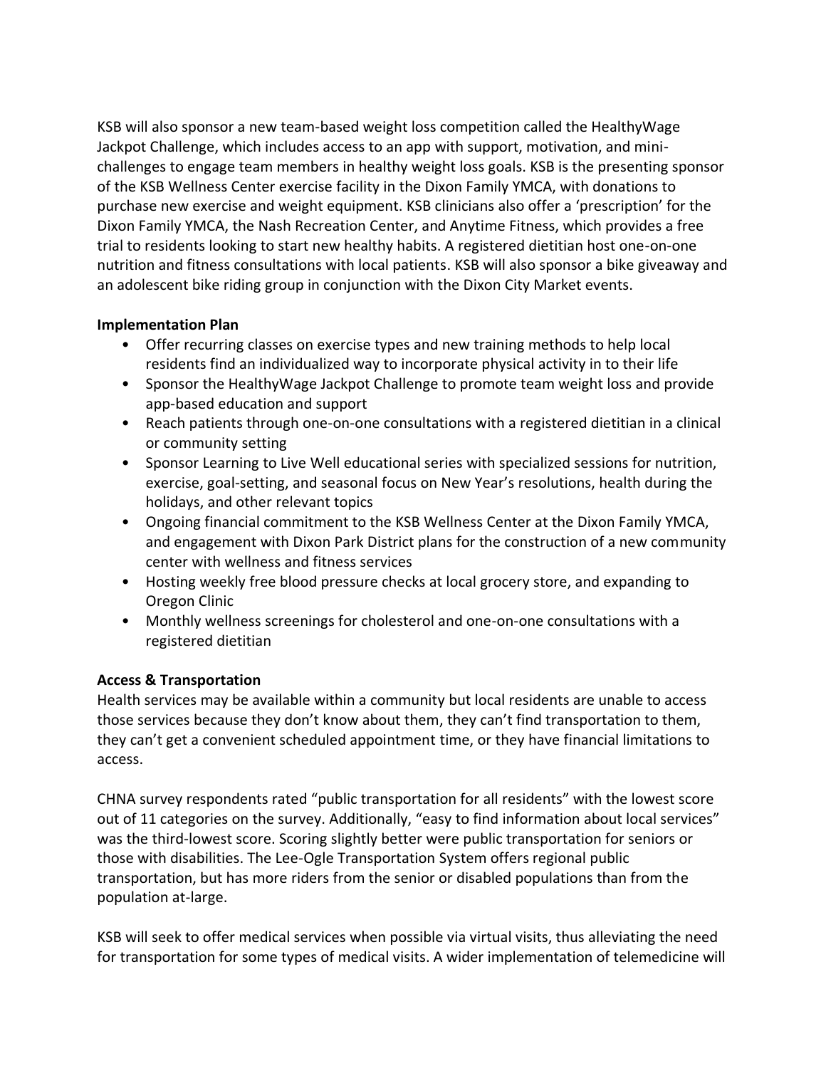KSB will also sponsor a new team-based weight loss competition called the HealthyWage Jackpot Challenge, which includes access to an app with support, motivation, and mini-challenges to engage team members in healthy weight loss goals. KSB is the presenting sponsor of the KSB Wellness Center exercise facility in the Dixon Family YMCA, with donations to purchase new exercise and weight equipment. KSB clinicians also offer a 'prescription' for the Dixon Family YMCA, the Nash Recreation Center, and Anytime Fitness, which provides a free trial to residents looking to start new healthy habits. A registered dietitian host one-on-one nutrition and fitness consultations with local patients. KSB will also sponsor a bike giveaway and an adolescent bike riding group in conjunction with the Dixon City Market events.

**Implementation Plan**

- Offer recurring classes on exercise types and new training methods to help local residents find an individualized way to incorporate physical activity in to their life
- Sponsor the HealthyWage Jackpot Challenge to promote team weight loss and provide app-based education and support
- Reach patients through one-on-one consultations with a registered dietitian in a clinical or community setting
- Sponsor Learning to Live Well educational series with specialized sessions for nutrition, exercise, goal-setting, and seasonal focus on New Year's resolutions, health during the holidays, and other relevant topics
- Ongoing financial commitment to the KSB Wellness Center at the Dixon Family YMCA, and engagement with Dixon Park District plans for the construction of a new community center with wellness and fitness services
- Hosting weekly free blood pressure checks at local grocery store, and expanding to Oregon Clinic
- Monthly wellness screenings for cholesterol and one-on-one consultations with a registered dietitian

**Access & Transportation**

Health services may be available within a community but local residents are unable to access those services because they don't know about them, they can't find transportation to them, they can't get a convenient scheduled appointment time, or they have financial limitations to access.

CHNA survey respondents rated "public transportation for all residents" with the lowest score out of 11 categories on the survey. Additionally, "easy to find information about local services" was the third-lowest score. Scoring slightly better were public transportation for seniors or those with disabilities. The Lee-Ogle Transportation System offers regional public transportation, but has more riders from the senior or disabled populations than from the population at-large.

KSB will seek to offer medical services when possible via virtual visits, thus alleviating the need for transportation for some types of medical visits. A wider implementation of telemedicine will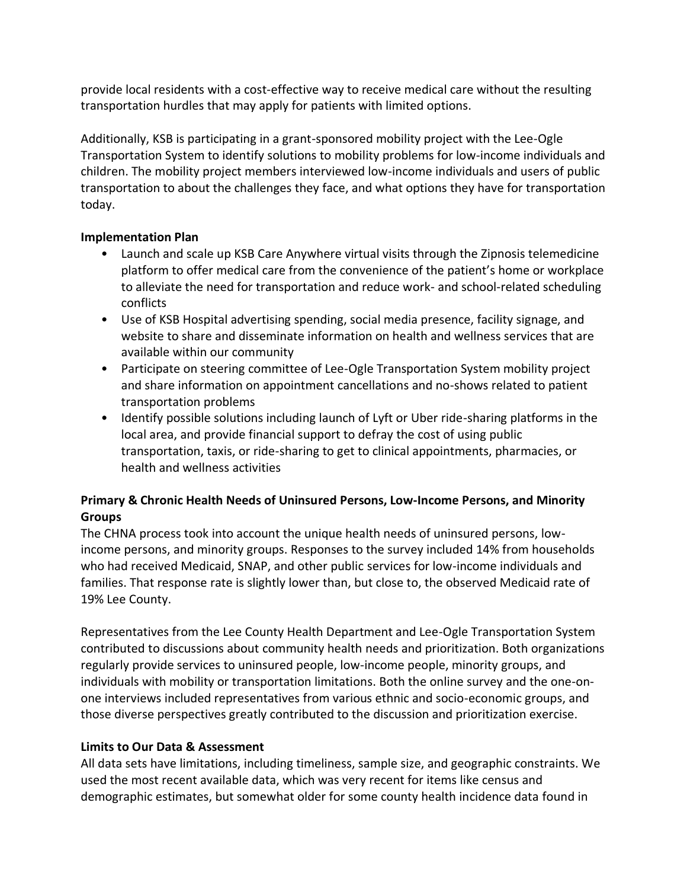provide local residents with a cost-effective way to receive medical care without the resulting transportation hurdles that may apply for patients with limited options.

Additionally, KSB is participating in a grant-sponsored mobility project with the Lee-Ogle Transportation System to identify solutions to mobility problems for low-income individuals and children. The mobility project members interviewed low-income individuals and users of public transportation to about the challenges they face, and what options they have for transportation today.

**Implementation Plan**

- Launch and scale up KSB Care Anywhere virtual visits through the Zipnosis telemedicine platform to offer medical care from the convenience of the patient's home or workplace to alleviate the need for transportation and reduce work- and school-related scheduling conflicts
- Use of KSB Hospital advertising spending, social media presence, facility signage, and website to share and disseminate information on health and wellness services that are available within our community
- Participate on steering committee of Lee-Ogle Transportation System mobility project and share information on appointment cancellations and no-shows related to patient transportation problems
- Identify possible solutions including launch of Lyft or Uber ride-sharing platforms in the local area, and provide financial support to defray the cost of using public transportation, taxis, or ride-sharing to get to clinical appointments, pharmacies, or health and wellness activities

**Primary & Chronic Health Needs of Uninsured Persons, Low-Income Persons, and Minority Groups**

The CHNA process took into account the unique health needs of uninsured persons, low-income persons, and minority groups. Responses to the survey included 14% from households who had received Medicaid, SNAP, and other public services for low-income individuals and families. That response rate is slightly lower than, but close to, the observed Medicaid rate of 19% Lee County.

Representatives from the Lee County Health Department and Lee-Ogle Transportation System contributed to discussions about community health needs and prioritization. Both organizations regularly provide services to uninsured people, low-income people, minority groups, and individuals with mobility or transportation limitations. Both the online survey and the one-on-one interviews included representatives from various ethnic and socio-economic groups, and those diverse perspectives greatly contributed to the discussion and prioritization exercise.

**Limits to Our Data & Assessment**

All data sets have limitations, including timeliness, sample size, and geographic constraints. We used the most recent available data, which was very recent for items like census and demographic estimates, but somewhat older for some county health incidence data found in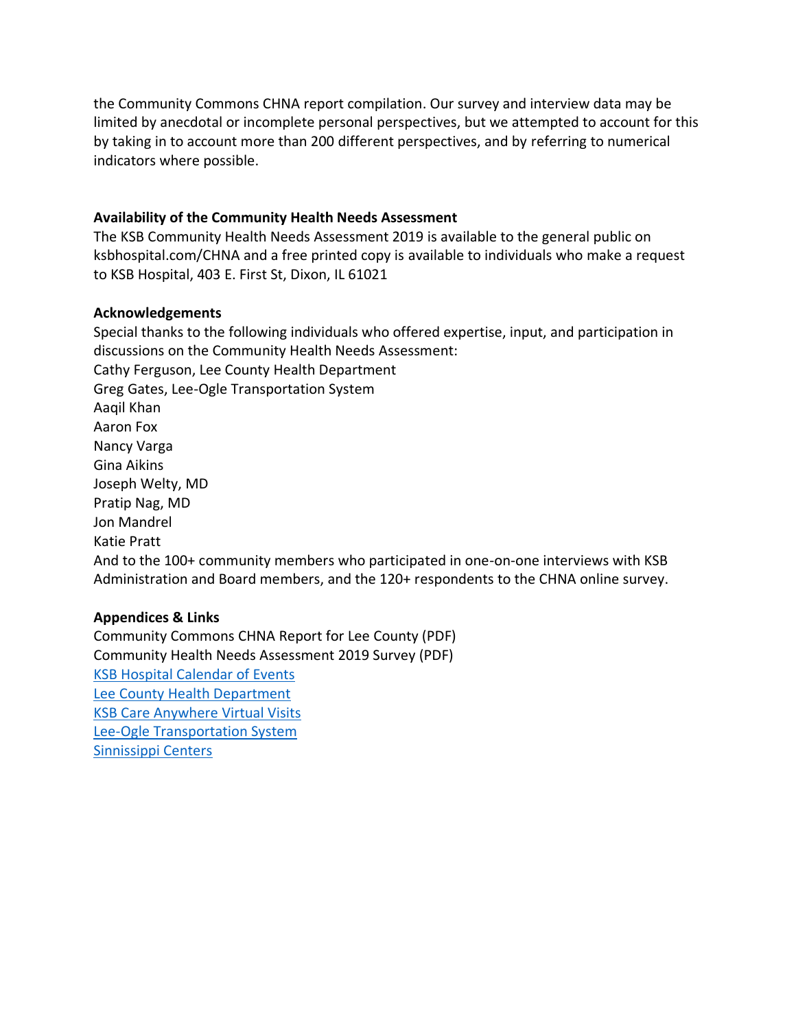the Community Commons CHNA report compilation. Our survey and interview data may be limited by anecdotal or incomplete personal perspectives, but we attempted to account for this by taking in to account more than 200 different perspectives, and by referring to numerical indicators where possible.

**Availability of the Community Health Needs Assessment**

The KSB Community Health Needs Assessment 2019 is available to the general public on ksbhospital.com/CHNA and a free printed copy is available to individuals who make a request to KSB Hospital, 403 E. First St, Dixon, IL 61021

**Acknowledgements**

Special thanks to the following individuals who offered expertise, input, and participation in discussions on the Community Health Needs Assessment:

Cathy Ferguson, Lee County Health Department
Greg Gates, Lee-Ogle Transportation System
Aaqil Khan
Aaron Fox
Nancy Varga
Gina Aikins
Joseph Welty, MD
Pratip Nag, MD
Jon Mandrel
Katie Pratt

And to the 100+ community members who participated in one-on-one interviews with KSB Administration and Board members, and the 120+ respondents to the CHNA online survey.

**Appendices & Links**

Community Commons CHNA Report for Lee County (PDF)
Community Health Needs Assessment 2019 Survey (PDF)
KSB Hospital Calendar of Events
Lee County Health Department
KSB Care Anywhere Virtual Visits
Lee-Ogle Transportation System
Sinnissippi Centers